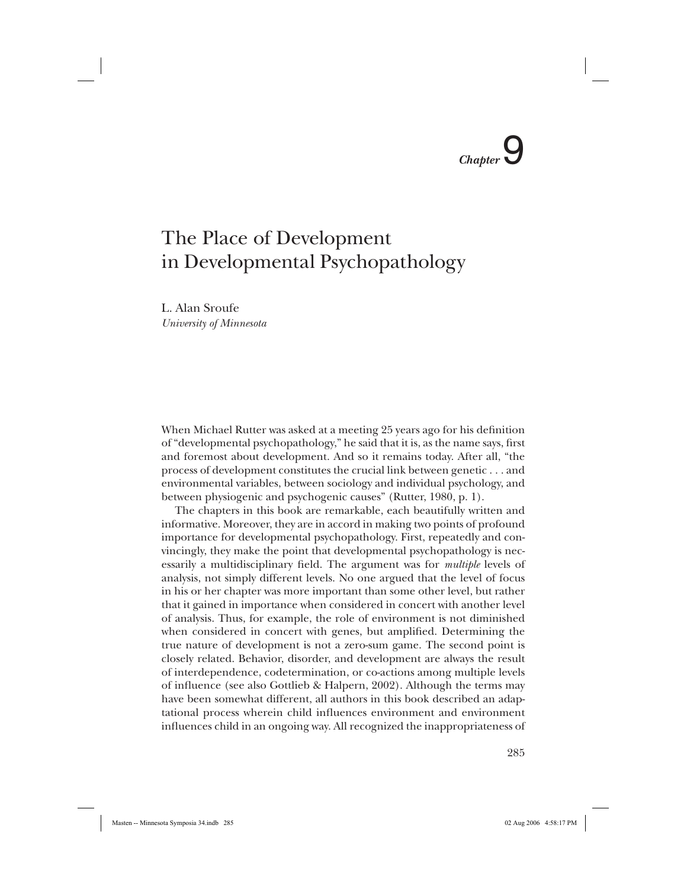# Chapter 9

# The Place of Development in Developmental Psychopathology

L. Alan Sroufe
*University of Minnesota*

When Michael Rutter was asked at a meeting 25 years ago for his definition of "developmental psychopathology," he said that it is, as the name says, first and foremost about development. And so it remains today. After all, "the process of development constitutes the crucial link between genetic . . . and environmental variables, between sociology and individual psychology, and between physiogenic and psychogenic causes" (Rutter, 1980, p. 1).

The chapters in this book are remarkable, each beautifully written and informative. Moreover, they are in accord in making two points of profound importance for developmental psychopathology. First, repeatedly and convincingly, they make the point that developmental psychopathology is necessarily a multidisciplinary field. The argument was for *multiple* levels of analysis, not simply different levels. No one argued that the level of focus in his or her chapter was more important than some other level, but rather that it gained in importance when considered in concert with another level of analysis. Thus, for example, the role of environment is not diminished when considered in concert with genes, but amplified. Determining the true nature of development is not a zero-sum game. The second point is closely related. Behavior, disorder, and development are always the result of interdependence, codetermination, or co-actions among multiple levels of influence (see also Gottlieb & Halpern, 2002). Although the terms may have been somewhat different, all authors in this book described an adaptational process wherein child influences environment and environment influences child in an ongoing way. All recognized the inappropriateness of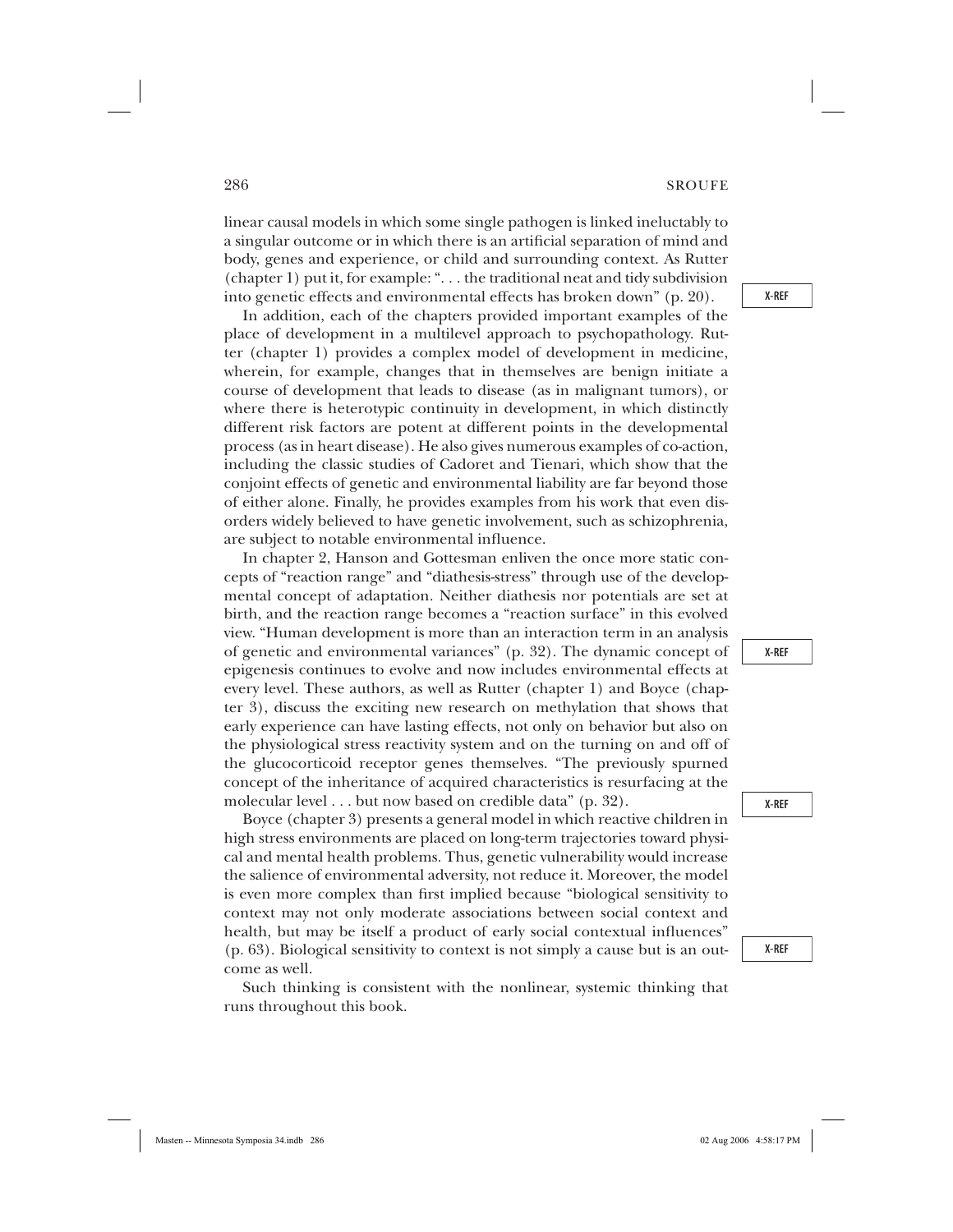linear causal models in which some single pathogen is linked ineluctably to a singular outcome or in which there is an artificial separation of mind and body, genes and experience, or child and surrounding context. As Rutter (chapter 1) put it, for example: ". . . the traditional neat and tidy subdivision into genetic effects and environmental effects has broken down" (p. 20).

In addition, each of the chapters provided important examples of the place of development in a multilevel approach to psychopathology. Rutter (chapter 1) provides a complex model of development in medicine, wherein, for example, changes that in themselves are benign initiate a course of development that leads to disease (as in malignant tumors), or where there is heterotypic continuity in development, in which distinctly different risk factors are potent at different points in the developmental process (as in heart disease). He also gives numerous examples of co-action, including the classic studies of Cadoret and Tienari, which show that the conjoint effects of genetic and environmental liability are far beyond those of either alone. Finally, he provides examples from his work that even disorders widely believed to have genetic involvement, such as schizophrenia, are subject to notable environmental influence.

In chapter 2, Hanson and Gottesman enliven the once more static concepts of "reaction range" and "diathesis-stress" through use of the developmental concept of adaptation. Neither diathesis nor potentials are set at birth, and the reaction range becomes a "reaction surface" in this evolved view. "Human development is more than an interaction term in an analysis of genetic and environmental variances" (p. 32). The dynamic concept of epigenesis continues to evolve and now includes environmental effects at every level. These authors, as well as Rutter (chapter 1) and Boyce (chapter 3), discuss the exciting new research on methylation that shows that early experience can have lasting effects, not only on behavior but also on the physiological stress reactivity system and on the turning on and off of the glucocorticoid receptor genes themselves. "The previously spurned concept of the inheritance of acquired characteristics is resurfacing at the molecular level . . . but now based on credible data" (p. 32).

Boyce (chapter 3) presents a general model in which reactive children in high stress environments are placed on long-term trajectories toward physical and mental health problems. Thus, genetic vulnerability would increase the salience of environmental adversity, not reduce it. Moreover, the model is even more complex than first implied because "biological sensitivity to context may not only moderate associations between social context and health, but may be itself a product of early social contextual influences" (p. 63). Biological sensitivity to context is not simply a cause but is an outcome as well.

Such thinking is consistent with the nonlinear, systemic thinking that runs throughout this book.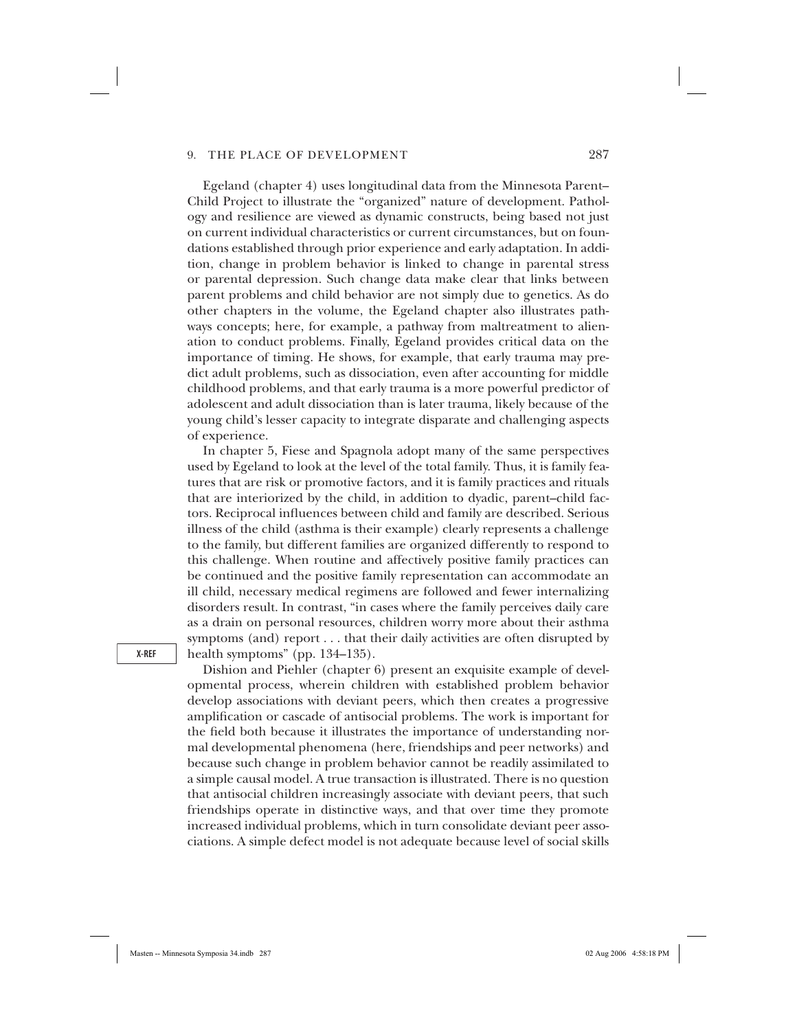Egeland (chapter 4) uses longitudinal data from the Minnesota Parent–Child Project to illustrate the "organized" nature of development. Pathology and resilience are viewed as dynamic constructs, being based not just on current individual characteristics or current circumstances, but on foundations established through prior experience and early adaptation. In addition, change in problem behavior is linked to change in parental stress or parental depression. Such change data make clear that links between parent problems and child behavior are not simply due to genetics. As do other chapters in the volume, the Egeland chapter also illustrates pathways concepts; here, for example, a pathway from maltreatment to alienation to conduct problems. Finally, Egeland provides critical data on the importance of timing. He shows, for example, that early trauma may predict adult problems, such as dissociation, even after accounting for middle childhood problems, and that early trauma is a more powerful predictor of adolescent and adult dissociation than is later trauma, likely because of the young child's lesser capacity to integrate disparate and challenging aspects of experience.

In chapter 5, Fiese and Spagnola adopt many of the same perspectives used by Egeland to look at the level of the total family. Thus, it is family features that are risk or promotive factors, and it is family practices and rituals that are interiorized by the child, in addition to dyadic, parent–child factors. Reciprocal influences between child and family are described. Serious illness of the child (asthma is their example) clearly represents a challenge to the family, but different families are organized differently to respond to this challenge. When routine and affectively positive family practices can be continued and the positive family representation can accommodate an ill child, necessary medical regimens are followed and fewer internalizing disorders result. In contrast, "in cases where the family perceives daily care as a drain on personal resources, children worry more about their asthma symptoms (and) report . . . that their daily activities are often disrupted by health symptoms" (pp. 134–135).

Dishion and Piehler (chapter 6) present an exquisite example of developmental process, wherein children with established problem behavior develop associations with deviant peers, which then creates a progressive amplification or cascade of antisocial problems. The work is important for the field both because it illustrates the importance of understanding normal developmental phenomena (here, friendships and peer networks) and because such change in problem behavior cannot be readily assimilated to a simple causal model. A true transaction is illustrated. There is no question that antisocial children increasingly associate with deviant peers, that such friendships operate in distinctive ways, and that over time they promote increased individual problems, which in turn consolidate deviant peer associations. A simple defect model is not adequate because level of social skills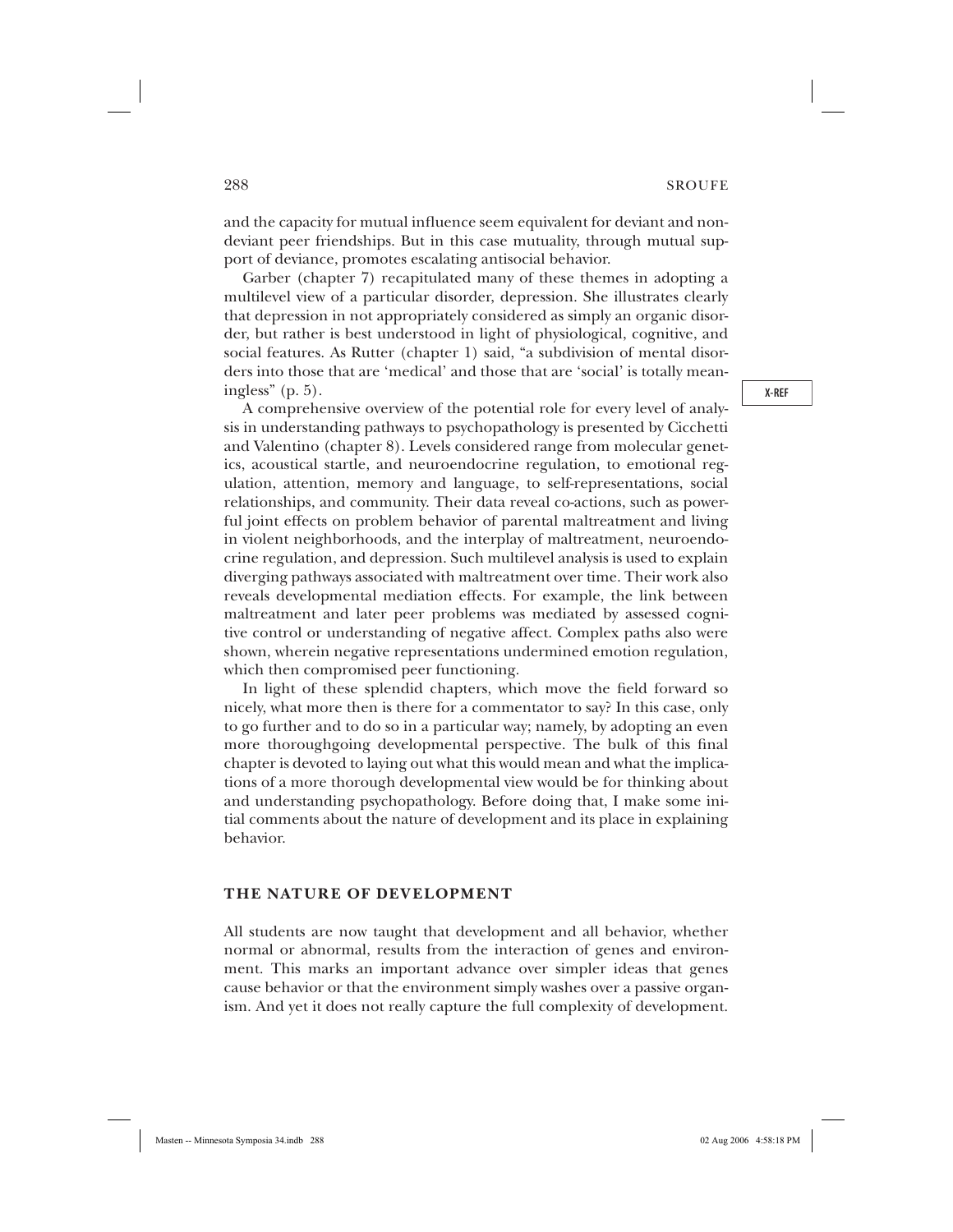and the capacity for mutual influence seem equivalent for deviant and nondeviant peer friendships. But in this case mutuality, through mutual support of deviance, promotes escalating antisocial behavior.

Garber (chapter 7) recapitulated many of these themes in adopting a multilevel view of a particular disorder, depression. She illustrates clearly that depression in not appropriately considered as simply an organic disorder, but rather is best understood in light of physiological, cognitive, and social features. As Rutter (chapter 1) said, "a subdivision of mental disorders into those that are 'medical' and those that are 'social' is totally meaningless" (p. 5).

A comprehensive overview of the potential role for every level of analysis in understanding pathways to psychopathology is presented by Cicchetti and Valentino (chapter 8). Levels considered range from molecular genetics, acoustical startle, and neuroendocrine regulation, to emotional regulation, attention, memory and language, to self-representations, social relationships, and community. Their data reveal co-actions, such as powerful joint effects on problem behavior of parental maltreatment and living in violent neighborhoods, and the interplay of maltreatment, neuroendocrine regulation, and depression. Such multilevel analysis is used to explain diverging pathways associated with maltreatment over time. Their work also reveals developmental mediation effects. For example, the link between maltreatment and later peer problems was mediated by assessed cognitive control or understanding of negative affect. Complex paths also were shown, wherein negative representations undermined emotion regulation, which then compromised peer functioning.

In light of these splendid chapters, which move the field forward so nicely, what more then is there for a commentator to say? In this case, only to go further and to do so in a particular way; namely, by adopting an even more thoroughgoing developmental perspective. The bulk of this final chapter is devoted to laying out what this would mean and what the implications of a more thorough developmental view would be for thinking about and understanding psychopathology. Before doing that, I make some initial comments about the nature of development and its place in explaining behavior.

## THE NATURE OF DEVELOPMENT

All students are now taught that development and all behavior, whether normal or abnormal, results from the interaction of genes and environment. This marks an important advance over simpler ideas that genes cause behavior or that the environment simply washes over a passive organism. And yet it does not really capture the full complexity of development.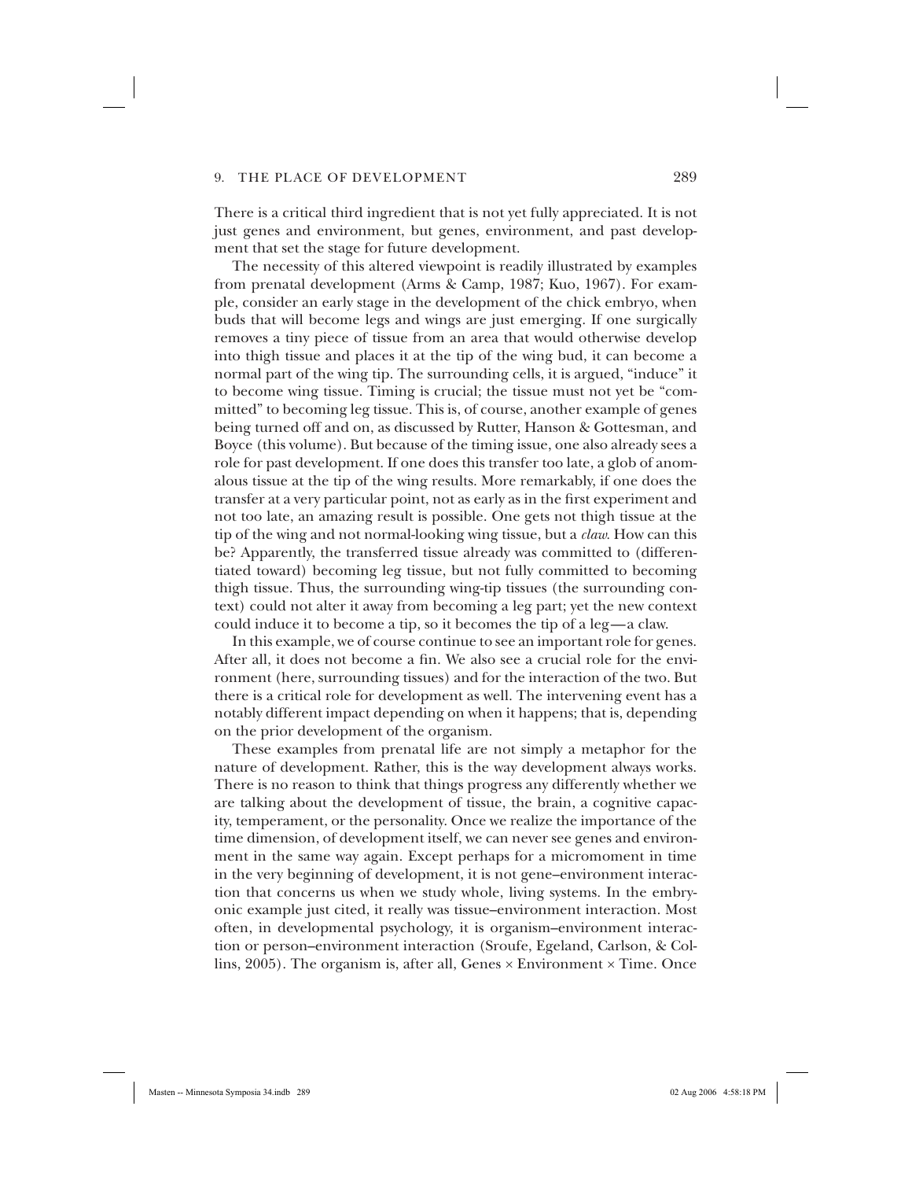There is a critical third ingredient that is not yet fully appreciated. It is not just genes and environment, but genes, environment, and past development that set the stage for future development.

The necessity of this altered viewpoint is readily illustrated by examples from prenatal development (Arms & Camp, 1987; Kuo, 1967). For example, consider an early stage in the development of the chick embryo, when buds that will become legs and wings are just emerging. If one surgically removes a tiny piece of tissue from an area that would otherwise develop into thigh tissue and places it at the tip of the wing bud, it can become a normal part of the wing tip. The surrounding cells, it is argued, "induce" it to become wing tissue. Timing is crucial; the tissue must not yet be "committed" to becoming leg tissue. This is, of course, another example of genes being turned off and on, as discussed by Rutter, Hanson & Gottesman, and Boyce (this volume). But because of the timing issue, one also already sees a role for past development. If one does this transfer too late, a glob of anomalous tissue at the tip of the wing results. More remarkably, if one does the transfer at a very particular point, not as early as in the first experiment and not too late, an amazing result is possible. One gets not thigh tissue at the tip of the wing and not normal-looking wing tissue, but a *claw.* How can this be? Apparently, the transferred tissue already was committed to (differentiated toward) becoming leg tissue, but not fully committed to becoming thigh tissue. Thus, the surrounding wing-tip tissues (the surrounding context) could not alter it away from becoming a leg part; yet the new context could induce it to become a tip, so it becomes the tip of a leg—a claw.

In this example, we of course continue to see an important role for genes. After all, it does not become a fin. We also see a crucial role for the environment (here, surrounding tissues) and for the interaction of the two. But there is a critical role for development as well. The intervening event has a notably different impact depending on when it happens; that is, depending on the prior development of the organism.

These examples from prenatal life are not simply a metaphor for the nature of development. Rather, this is the way development always works. There is no reason to think that things progress any differently whether we are talking about the development of tissue, the brain, a cognitive capacity, temperament, or the personality. Once we realize the importance of the time dimension, of development itself, we can never see genes and environment in the same way again. Except perhaps for a micromoment in time in the very beginning of development, it is not gene–environment interaction that concerns us when we study whole, living systems. In the embryonic example just cited, it really was tissue–environment interaction. Most often, in developmental psychology, it is organism–environment interaction or person–environment interaction (Sroufe, Egeland, Carlson, & Collins, 2005). The organism is, after all, Genes × Environment × Time. Once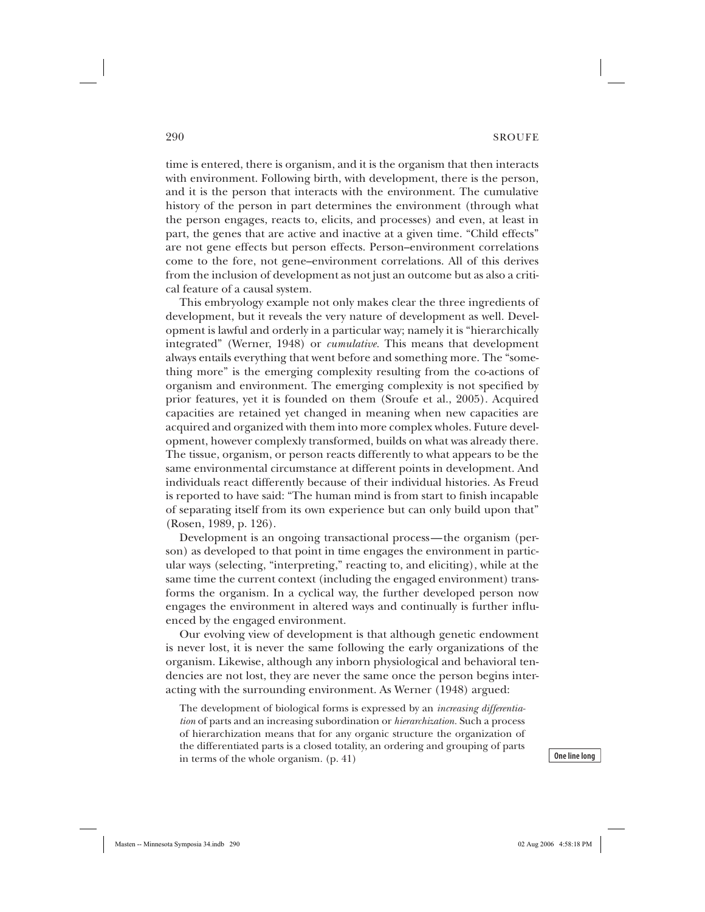time is entered, there is organism, and it is the organism that then interacts with environment. Following birth, with development, there is the person, and it is the person that interacts with the environment. The cumulative history of the person in part determines the environment (through what the person engages, reacts to, elicits, and processes) and even, at least in part, the genes that are active and inactive at a given time. "Child effects" are not gene effects but person effects. Person–environment correlations come to the fore, not gene–environment correlations. All of this derives from the inclusion of development as not just an outcome but as also a critical feature of a causal system.

This embryology example not only makes clear the three ingredients of development, but it reveals the very nature of development as well. Development is lawful and orderly in a particular way; namely it is "hierarchically integrated" (Werner, 1948) or *cumulative*. This means that development always entails everything that went before and something more. The "something more" is the emerging complexity resulting from the co-actions of organism and environment. The emerging complexity is not specified by prior features, yet it is founded on them (Sroufe et al., 2005). Acquired capacities are retained yet changed in meaning when new capacities are acquired and organized with them into more complex wholes. Future development, however complexly transformed, builds on what was already there. The tissue, organism, or person reacts differently to what appears to be the same environmental circumstance at different points in development. And individuals react differently because of their individual histories. As Freud is reported to have said: "The human mind is from start to finish incapable of separating itself from its own experience but can only build upon that" (Rosen, 1989, p. 126).

Development is an ongoing transactional process—the organism (person) as developed to that point in time engages the environment in particular ways (selecting, "interpreting," reacting to, and eliciting), while at the same time the current context (including the engaged environment) transforms the organism. In a cyclical way, the further developed person now engages the environment in altered ways and continually is further influenced by the engaged environment.

Our evolving view of development is that although genetic endowment is never lost, it is never the same following the early organizations of the organism. Likewise, although any inborn physiological and behavioral tendencies are not lost, they are never the same once the person begins interacting with the surrounding environment. As Werner (1948) argued:

> The development of biological forms is expressed by an *increasing differentiation* of parts and an increasing subordination or *hierarchization*. Such a process of hierarchization means that for any organic structure the organization of the differentiated parts is a closed totality, an ordering and grouping of parts in terms of the whole organism. (p. 41)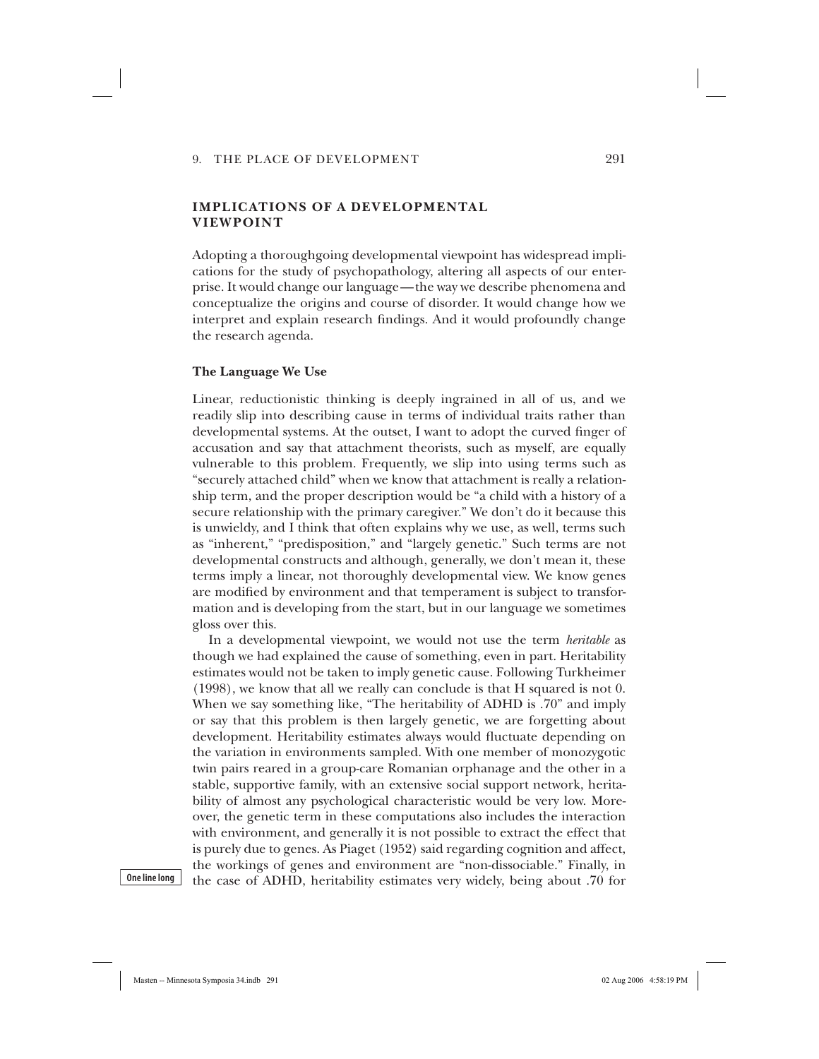## IMPLICATIONS OF A DEVELOPMENTAL VIEWPOINT

Adopting a thoroughgoing developmental viewpoint has widespread implications for the study of psychopathology, altering all aspects of our enterprise. It would change our language—the way we describe phenomena and conceptualize the origins and course of disorder. It would change how we interpret and explain research findings. And it would profoundly change the research agenda.

### The Language We Use

Linear, reductionistic thinking is deeply ingrained in all of us, and we readily slip into describing cause in terms of individual traits rather than developmental systems. At the outset, I want to adopt the curved finger of accusation and say that attachment theorists, such as myself, are equally vulnerable to this problem. Frequently, we slip into using terms such as "securely attached child" when we know that attachment is really a relationship term, and the proper description would be "a child with a history of a secure relationship with the primary caregiver." We don't do it because this is unwieldy, and I think that often explains why we use, as well, terms such as "inherent," "predisposition," and "largely genetic." Such terms are not developmental constructs and although, generally, we don't mean it, these terms imply a linear, not thoroughly developmental view. We know genes are modified by environment and that temperament is subject to transformation and is developing from the start, but in our language we sometimes gloss over this.

In a developmental viewpoint, we would not use the term *heritable* as though we had explained the cause of something, even in part. Heritability estimates would not be taken to imply genetic cause. Following Turkheimer (1998), we know that all we really can conclude is that H squared is not 0. When we say something like, "The heritability of ADHD is .70" and imply or say that this problem is then largely genetic, we are forgetting about development. Heritability estimates always would fluctuate depending on the variation in environments sampled. With one member of monozygotic twin pairs reared in a group-care Romanian orphanage and the other in a stable, supportive family, with an extensive social support network, heritability of almost any psychological characteristic would be very low. Moreover, the genetic term in these computations also includes the interaction with environment, and generally it is not possible to extract the effect that is purely due to genes. As Piaget (1952) said regarding cognition and affect, the workings of genes and environment are "non-dissociable." Finally, in the case of ADHD, heritability estimates very widely, being about .70 for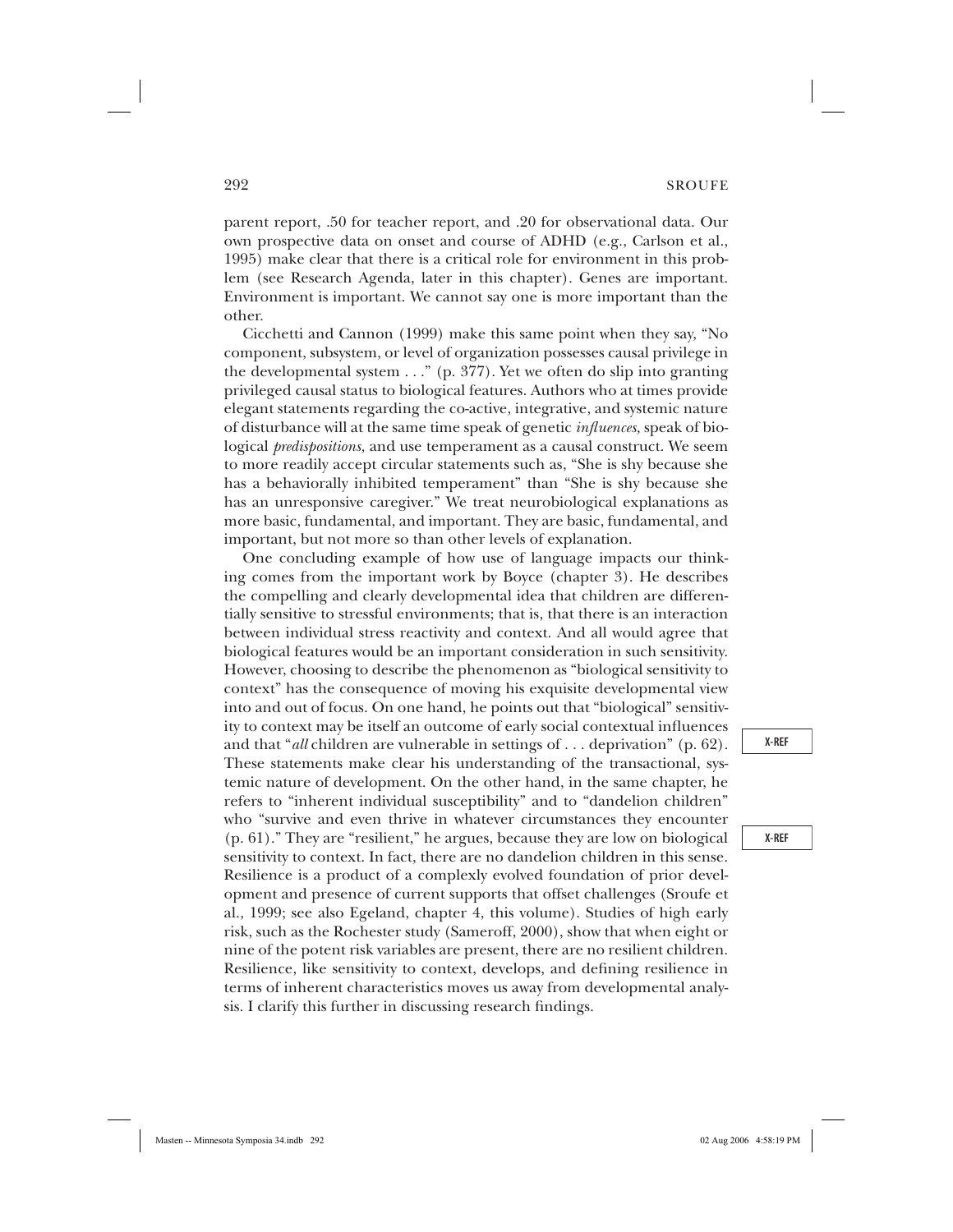parent report, .50 for teacher report, and .20 for observational data. Our own prospective data on onset and course of ADHD (e.g., Carlson et al., 1995) make clear that there is a critical role for environment in this problem (see Research Agenda, later in this chapter). Genes are important. Environment is important. We cannot say one is more important than the other.

Cicchetti and Cannon (1999) make this same point when they say, "No component, subsystem, or level of organization possesses causal privilege in the developmental system . . ." (p. 377). Yet we often do slip into granting privileged causal status to biological features. Authors who at times provide elegant statements regarding the co-active, integrative, and systemic nature of disturbance will at the same time speak of genetic *influences,* speak of biological *predispositions,* and use temperament as a causal construct. We seem to more readily accept circular statements such as, "She is shy because she has a behaviorally inhibited temperament" than "She is shy because she has an unresponsive caregiver." We treat neurobiological explanations as more basic, fundamental, and important. They are basic, fundamental, and important, but not more so than other levels of explanation.

One concluding example of how use of language impacts our thinking comes from the important work by Boyce (chapter 3). He describes the compelling and clearly developmental idea that children are differentially sensitive to stressful environments; that is, that there is an interaction between individual stress reactivity and context. And all would agree that biological features would be an important consideration in such sensitivity. However, choosing to describe the phenomenon as "biological sensitivity to context" has the consequence of moving his exquisite developmental view into and out of focus. On one hand, he points out that "biological" sensitivity to context may be itself an outcome of early social contextual influences and that "*all* children are vulnerable in settings of . . . deprivation" (p. 62). These statements make clear his understanding of the transactional, systemic nature of development. On the other hand, in the same chapter, he refers to "inherent individual susceptibility" and to "dandelion children" who "survive and even thrive in whatever circumstances they encounter (p. 61)." They are "resilient," he argues, because they are low on biological sensitivity to context. In fact, there are no dandelion children in this sense. Resilience is a product of a complexly evolved foundation of prior development and presence of current supports that offset challenges (Sroufe et al., 1999; see also Egeland, chapter 4, this volume). Studies of high early risk, such as the Rochester study (Sameroff, 2000), show that when eight or nine of the potent risk variables are present, there are no resilient children. Resilience, like sensitivity to context, develops, and defining resilience in terms of inherent characteristics moves us away from developmental analysis. I clarify this further in discussing research findings.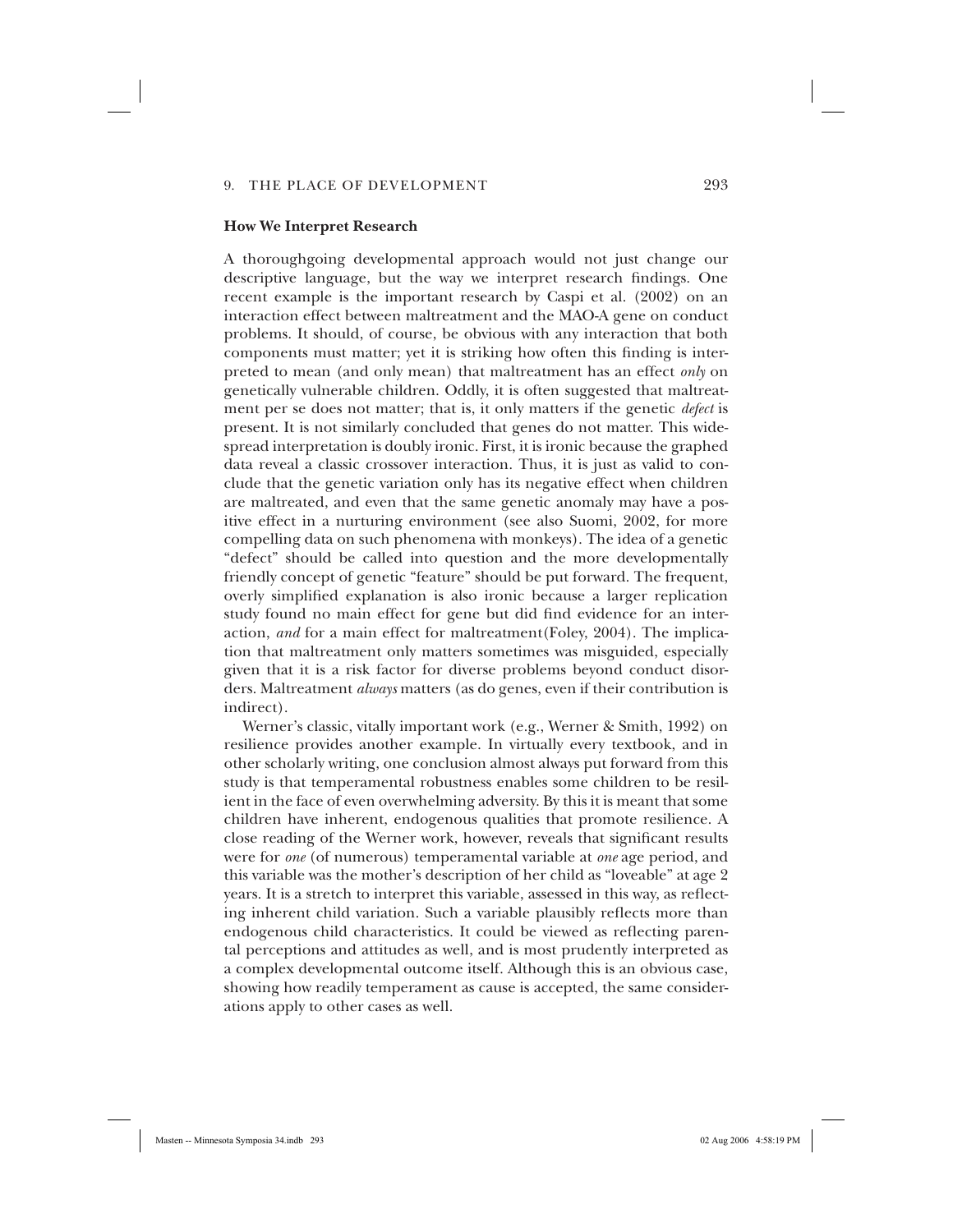### How We Interpret Research

A thoroughgoing developmental approach would not just change our descriptive language, but the way we interpret research findings. One recent example is the important research by Caspi et al. (2002) on an interaction effect between maltreatment and the MAO-A gene on conduct problems. It should, of course, be obvious with any interaction that both components must matter; yet it is striking how often this finding is interpreted to mean (and only mean) that maltreatment has an effect *only* on genetically vulnerable children. Oddly, it is often suggested that maltreatment per se does not matter; that is, it only matters if the genetic *defect* is present. It is not similarly concluded that genes do not matter. This widespread interpretation is doubly ironic. First, it is ironic because the graphed data reveal a classic crossover interaction. Thus, it is just as valid to conclude that the genetic variation only has its negative effect when children are maltreated, and even that the same genetic anomaly may have a positive effect in a nurturing environment (see also Suomi, 2002, for more compelling data on such phenomena with monkeys). The idea of a genetic "defect" should be called into question and the more developmentally friendly concept of genetic "feature" should be put forward. The frequent, overly simplified explanation is also ironic because a larger replication study found no main effect for gene but did find evidence for an interaction, *and* for a main effect for maltreatment(Foley, 2004). The implication that maltreatment only matters sometimes was misguided, especially given that it is a risk factor for diverse problems beyond conduct disorders. Maltreatment *always* matters (as do genes, even if their contribution is indirect).

Werner's classic, vitally important work (e.g., Werner & Smith, 1992) on resilience provides another example. In virtually every textbook, and in other scholarly writing, one conclusion almost always put forward from this study is that temperamental robustness enables some children to be resilient in the face of even overwhelming adversity. By this it is meant that some children have inherent, endogenous qualities that promote resilience. A close reading of the Werner work, however, reveals that significant results were for *one* (of numerous) temperamental variable at *one* age period, and this variable was the mother's description of her child as "loveable" at age 2 years. It is a stretch to interpret this variable, assessed in this way, as reflecting inherent child variation. Such a variable plausibly reflects more than endogenous child characteristics. It could be viewed as reflecting parental perceptions and attitudes as well, and is most prudently interpreted as a complex developmental outcome itself. Although this is an obvious case, showing how readily temperament as cause is accepted, the same considerations apply to other cases as well.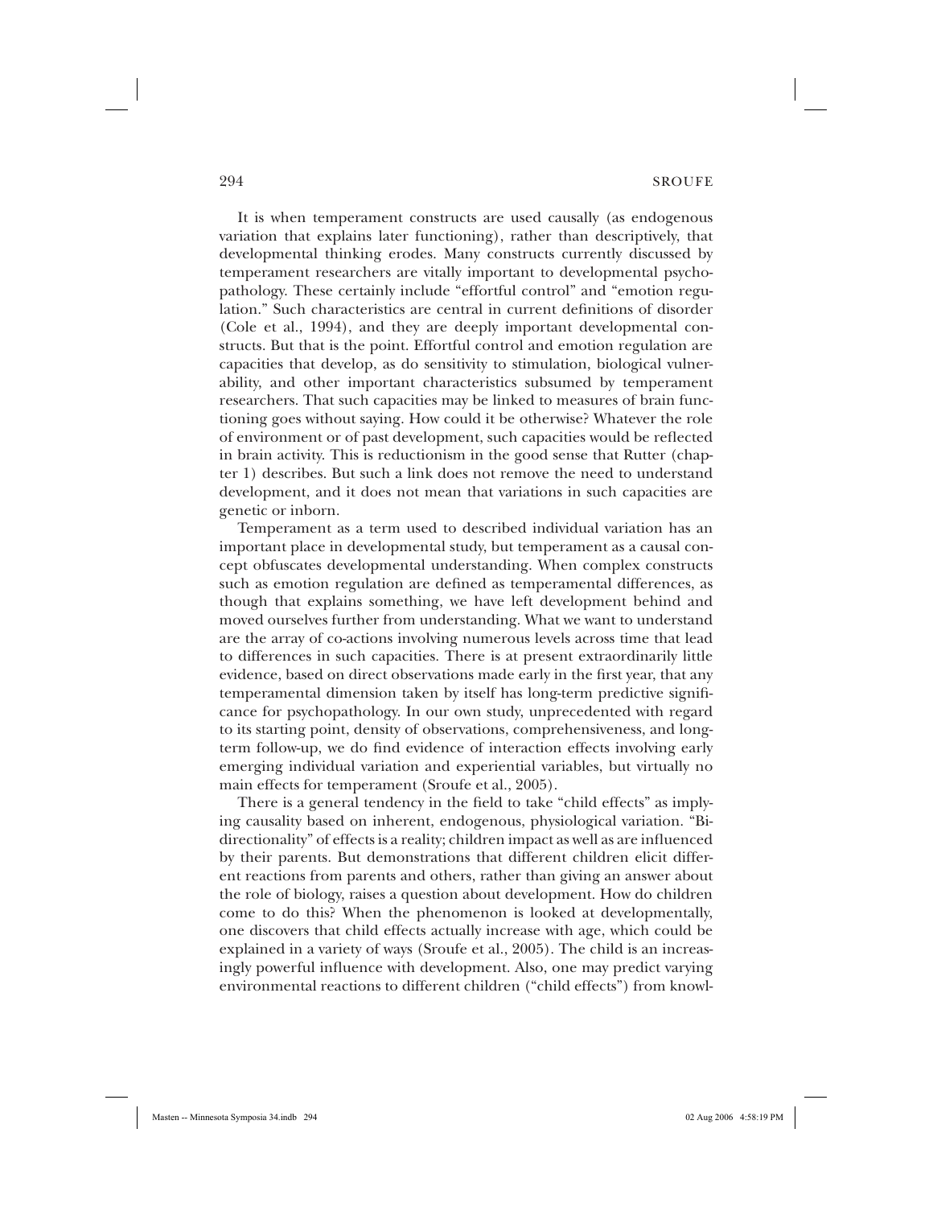It is when temperament constructs are used causally (as endogenous variation that explains later functioning), rather than descriptively, that developmental thinking erodes. Many constructs currently discussed by temperament researchers are vitally important to developmental psychopathology. These certainly include "effortful control" and "emotion regulation." Such characteristics are central in current definitions of disorder (Cole et al., 1994), and they are deeply important developmental constructs. But that is the point. Effortful control and emotion regulation are capacities that develop, as do sensitivity to stimulation, biological vulnerability, and other important characteristics subsumed by temperament researchers. That such capacities may be linked to measures of brain functioning goes without saying. How could it be otherwise? Whatever the role of environment or of past development, such capacities would be reflected in brain activity. This is reductionism in the good sense that Rutter (chapter 1) describes. But such a link does not remove the need to understand development, and it does not mean that variations in such capacities are genetic or inborn.

Temperament as a term used to described individual variation has an important place in developmental study, but temperament as a causal concept obfuscates developmental understanding. When complex constructs such as emotion regulation are defined as temperamental differences, as though that explains something, we have left development behind and moved ourselves further from understanding. What we want to understand are the array of co-actions involving numerous levels across time that lead to differences in such capacities. There is at present extraordinarily little evidence, based on direct observations made early in the first year, that any temperamental dimension taken by itself has long-term predictive significance for psychopathology. In our own study, unprecedented with regard to its starting point, density of observations, comprehensiveness, and long-term follow-up, we do find evidence of interaction effects involving early emerging individual variation and experiential variables, but virtually no main effects for temperament (Sroufe et al., 2005).

There is a general tendency in the field to take "child effects" as implying causality based on inherent, endogenous, physiological variation. "Bidirectionality" of effects is a reality; children impact as well as are influenced by their parents. But demonstrations that different children elicit different reactions from parents and others, rather than giving an answer about the role of biology, raises a question about development. How do children come to do this? When the phenomenon is looked at developmentally, one discovers that child effects actually increase with age, which could be explained in a variety of ways (Sroufe et al., 2005). The child is an increasingly powerful influence with development. Also, one may predict varying environmental reactions to different children ("child effects") from knowl-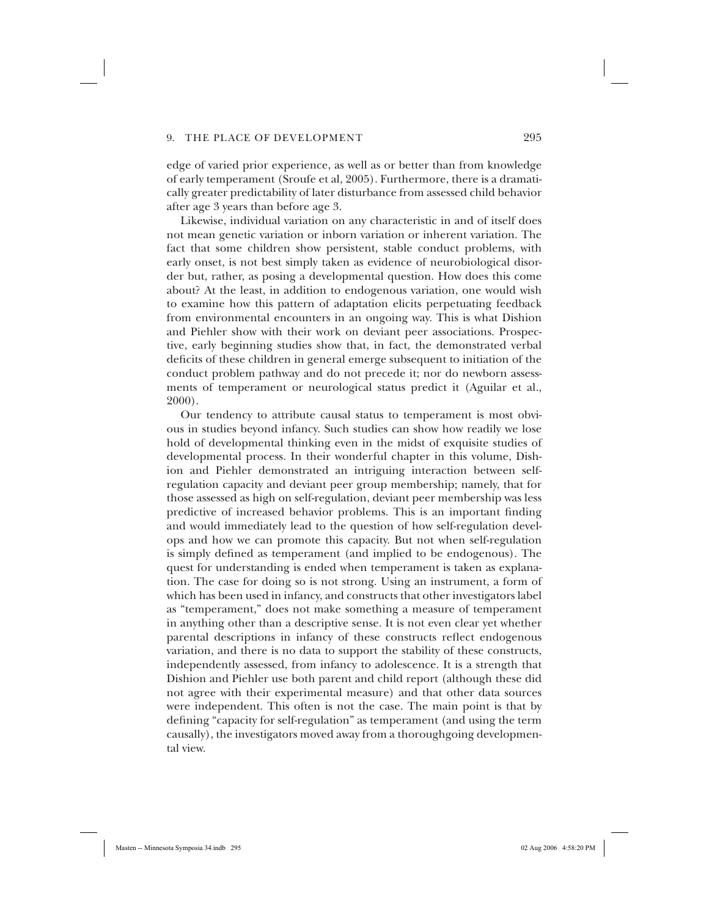edge of varied prior experience, as well as or better than from knowledge of early temperament (Sroufe et al, 2005). Furthermore, there is a dramatically greater predictability of later disturbance from assessed child behavior after age 3 years than before age 3.

Likewise, individual variation on any characteristic in and of itself does not mean genetic variation or inborn variation or inherent variation. The fact that some children show persistent, stable conduct problems, with early onset, is not best simply taken as evidence of neurobiological disorder but, rather, as posing a developmental question. How does this come about? At the least, in addition to endogenous variation, one would wish to examine how this pattern of adaptation elicits perpetuating feedback from environmental encounters in an ongoing way. This is what Dishion and Piehler show with their work on deviant peer associations. Prospective, early beginning studies show that, in fact, the demonstrated verbal deficits of these children in general emerge subsequent to initiation of the conduct problem pathway and do not precede it; nor do newborn assessments of temperament or neurological status predict it (Aguilar et al., 2000).

Our tendency to attribute causal status to temperament is most obvious in studies beyond infancy. Such studies can show how readily we lose hold of developmental thinking even in the midst of exquisite studies of developmental process. In their wonderful chapter in this volume, Dishion and Piehler demonstrated an intriguing interaction between self-regulation capacity and deviant peer group membership; namely, that for those assessed as high on self-regulation, deviant peer membership was less predictive of increased behavior problems. This is an important finding and would immediately lead to the question of how self-regulation develops and how we can promote this capacity. But not when self-regulation is simply defined as temperament (and implied to be endogenous). The quest for understanding is ended when temperament is taken as explanation. The case for doing so is not strong. Using an instrument, a form of which has been used in infancy, and constructs that other investigators label as "temperament," does not make something a measure of temperament in anything other than a descriptive sense. It is not even clear yet whether parental descriptions in infancy of these constructs reflect endogenous variation, and there is no data to support the stability of these constructs, independently assessed, from infancy to adolescence. It is a strength that Dishion and Piehler use both parent and child report (although these did not agree with their experimental measure) and that other data sources were independent. This often is not the case. The main point is that by defining "capacity for self-regulation" as temperament (and using the term causally), the investigators moved away from a thoroughgoing developmental view.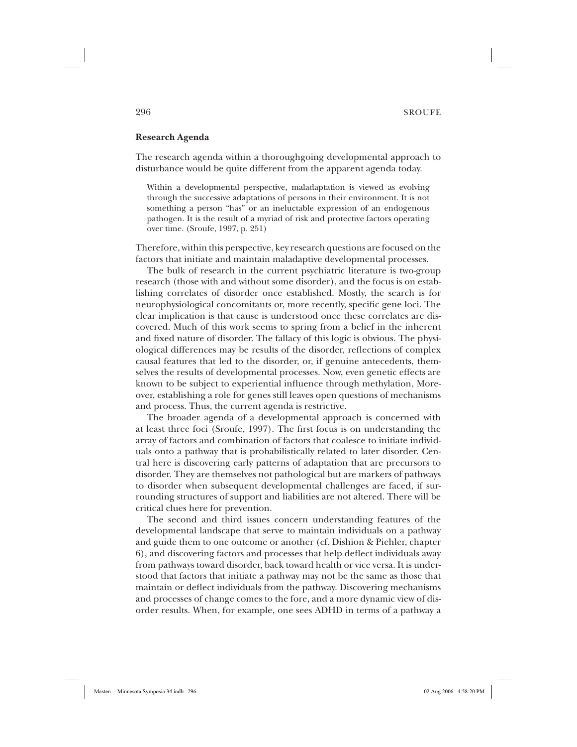### Research Agenda

The research agenda within a thoroughgoing developmental approach to disturbance would be quite different from the apparent agenda today.

> Within a developmental perspective, maladaptation is viewed as evolving through the successive adaptations of persons in their environment. It is not something a person "has" or an ineluctable expression of an endogenous pathogen. It is the result of a myriad of risk and protective factors operating over time. (Sroufe, 1997, p. 251)

Therefore, within this perspective, key research questions are focused on the factors that initiate and maintain maladaptive developmental processes.

The bulk of research in the current psychiatric literature is two-group research (those with and without some disorder), and the focus is on establishing correlates of disorder once established. Mostly, the search is for neurophysiological concomitants or, more recently, specific gene loci. The clear implication is that cause is understood once these correlates are discovered. Much of this work seems to spring from a belief in the inherent and fixed nature of disorder. The fallacy of this logic is obvious. The physiological differences may be results of the disorder, reflections of complex causal features that led to the disorder, or, if genuine antecedents, themselves the results of developmental processes. Now, even genetic effects are known to be subject to experiential influence through methylation, Moreover, establishing a role for genes still leaves open questions of mechanisms and process. Thus, the current agenda is restrictive.

The broader agenda of a developmental approach is concerned with at least three foci (Sroufe, 1997). The first focus is on understanding the array of factors and combination of factors that coalesce to initiate individuals onto a pathway that is probabilistically related to later disorder. Central here is discovering early patterns of adaptation that are precursors to disorder. They are themselves not pathological but are markers of pathways to disorder when subsequent developmental challenges are faced, if surrounding structures of support and liabilities are not altered. There will be critical clues here for prevention.

The second and third issues concern understanding features of the developmental landscape that serve to maintain individuals on a pathway and guide them to one outcome or another (cf. Dishion & Piehler, chapter 6), and discovering factors and processes that help deflect individuals away from pathways toward disorder, back toward health or vice versa. It is understood that factors that initiate a pathway may not be the same as those that maintain or deflect individuals from the pathway. Discovering mechanisms and processes of change comes to the fore, and a more dynamic view of disorder results. When, for example, one sees ADHD in terms of a pathway a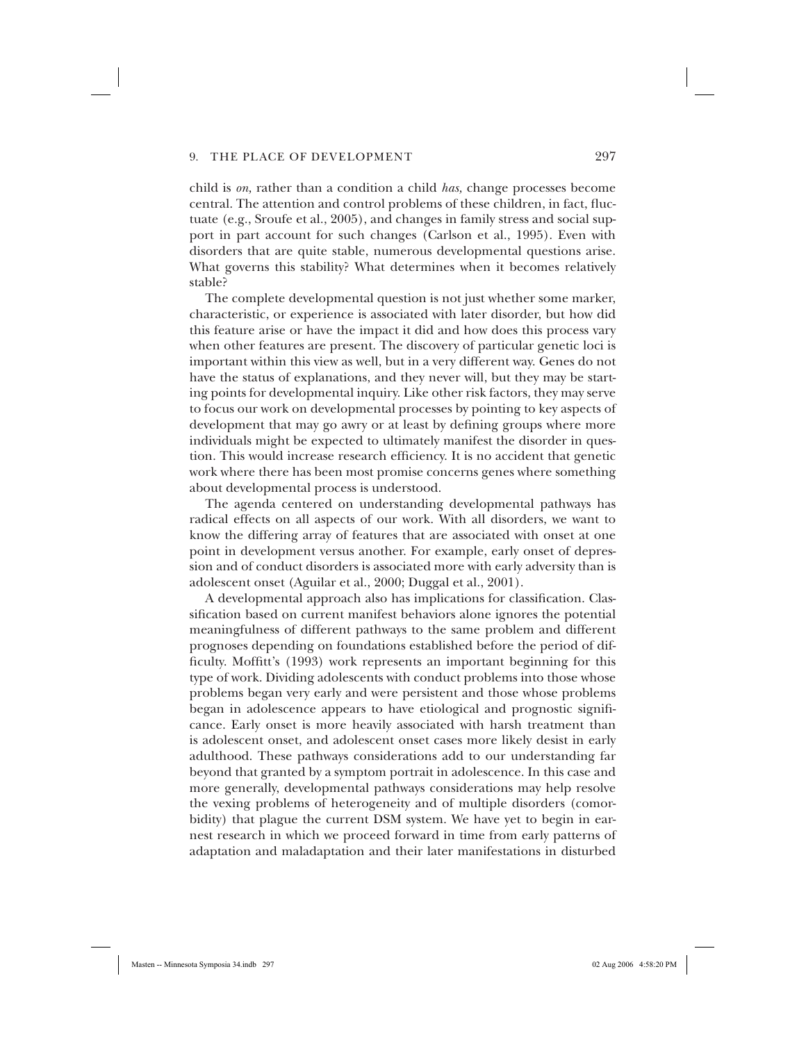child is *on,* rather than a condition a child *has,* change processes become central. The attention and control problems of these children, in fact, fluctuate (e.g., Sroufe et al., 2005), and changes in family stress and social support in part account for such changes (Carlson et al., 1995). Even with disorders that are quite stable, numerous developmental questions arise. What governs this stability? What determines when it becomes relatively stable?

The complete developmental question is not just whether some marker, characteristic, or experience is associated with later disorder, but how did this feature arise or have the impact it did and how does this process vary when other features are present. The discovery of particular genetic loci is important within this view as well, but in a very different way. Genes do not have the status of explanations, and they never will, but they may be starting points for developmental inquiry. Like other risk factors, they may serve to focus our work on developmental processes by pointing to key aspects of development that may go awry or at least by defining groups where more individuals might be expected to ultimately manifest the disorder in question. This would increase research efficiency. It is no accident that genetic work where there has been most promise concerns genes where something about developmental process is understood.

The agenda centered on understanding developmental pathways has radical effects on all aspects of our work. With all disorders, we want to know the differing array of features that are associated with onset at one point in development versus another. For example, early onset of depression and of conduct disorders is associated more with early adversity than is adolescent onset (Aguilar et al., 2000; Duggal et al., 2001).

A developmental approach also has implications for classification. Classification based on current manifest behaviors alone ignores the potential meaningfulness of different pathways to the same problem and different prognoses depending on foundations established before the period of difficulty. Moffitt's (1993) work represents an important beginning for this type of work. Dividing adolescents with conduct problems into those whose problems began very early and were persistent and those whose problems began in adolescence appears to have etiological and prognostic significance. Early onset is more heavily associated with harsh treatment than is adolescent onset, and adolescent onset cases more likely desist in early adulthood. These pathways considerations add to our understanding far beyond that granted by a symptom portrait in adolescence. In this case and more generally, developmental pathways considerations may help resolve the vexing problems of heterogeneity and of multiple disorders (comorbidity) that plague the current DSM system. We have yet to begin in earnest research in which we proceed forward in time from early patterns of adaptation and maladaptation and their later manifestations in disturbed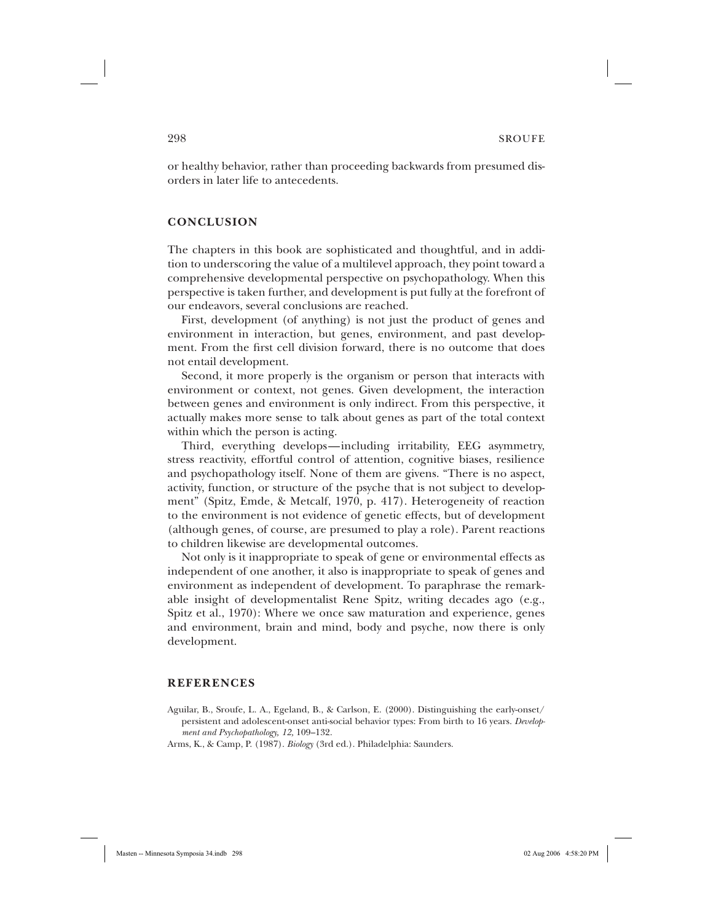or healthy behavior, rather than proceeding backwards from presumed disorders in later life to antecedents.

## CONCLUSION

The chapters in this book are sophisticated and thoughtful, and in addition to underscoring the value of a multilevel approach, they point toward a comprehensive developmental perspective on psychopathology. When this perspective is taken further, and development is put fully at the forefront of our endeavors, several conclusions are reached.

First, development (of anything) is not just the product of genes and environment in interaction, but genes, environment, and past development. From the first cell division forward, there is no outcome that does not entail development.

Second, it more properly is the organism or person that interacts with environment or context, not genes. Given development, the interaction between genes and environment is only indirect. From this perspective, it actually makes more sense to talk about genes as part of the total context within which the person is acting.

Third, everything develops—including irritability, EEG asymmetry, stress reactivity, effortful control of attention, cognitive biases, resilience and psychopathology itself. None of them are givens. "There is no aspect, activity, function, or structure of the psyche that is not subject to development" (Spitz, Emde, & Metcalf, 1970, p. 417). Heterogeneity of reaction to the environment is not evidence of genetic effects, but of development (although genes, of course, are presumed to play a role). Parent reactions to children likewise are developmental outcomes.

Not only is it inappropriate to speak of gene or environmental effects as independent of one another, it also is inappropriate to speak of genes and environment as independent of development. To paraphrase the remarkable insight of developmentalist Rene Spitz, writing decades ago (e.g., Spitz et al., 1970): Where we once saw maturation and experience, genes and environment, brain and mind, body and psyche, now there is only development.

## REFERENCES

Aguilar, B., Sroufe, L. A., Egeland, B., & Carlson, E. (2000). Distinguishing the early-onset/persistent and adolescent-onset anti-social behavior types: From birth to 16 years. *Development and Psychopathology, 12,* 109–132.

Arms, K., & Camp, P. (1987). *Biology* (3rd ed.). Philadelphia: Saunders.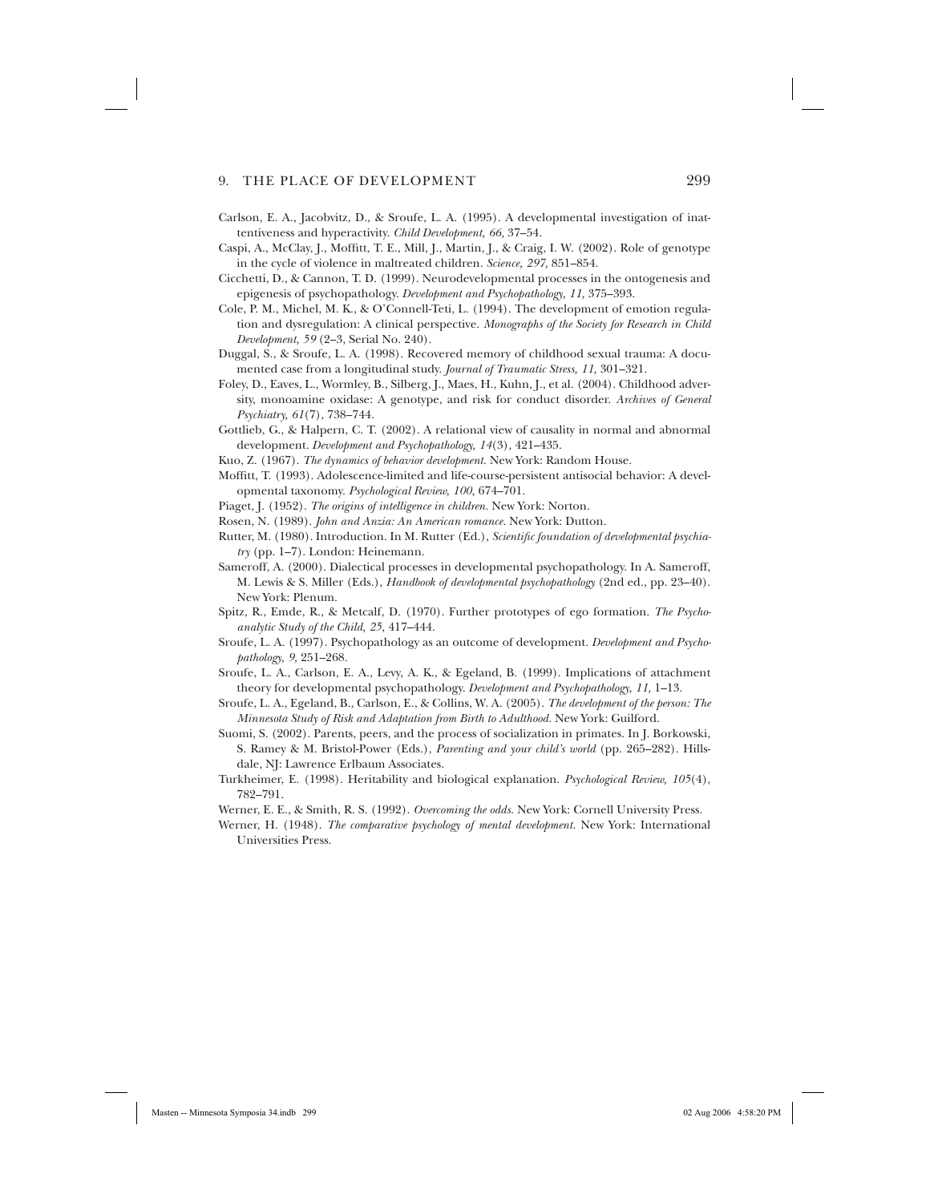Carlson, E. A., Jacobvitz, D., & Sroufe, L. A. (1995). A developmental investigation of inattentiveness and hyperactivity. *Child Development, 66,* 37–54.

Caspi, A., McClay, J., Moffitt, T. E., Mill, J., Martin, J., & Craig, I. W. (2002). Role of genotype in the cycle of violence in maltreated children. *Science, 297,* 851–854.

Cicchetti, D., & Cannon, T. D. (1999). Neurodevelopmental processes in the ontogenesis and epigenesis of psychopathology. *Development and Psychopathology, 11,* 375–393.

Cole, P. M., Michel, M. K., & O'Connell-Teti, L. (1994). The development of emotion regulation and dysregulation: A clinical perspective. *Monographs of the Society for Research in Child Development, 59* (2–3, Serial No. 240).

Duggal, S., & Sroufe, L. A. (1998). Recovered memory of childhood sexual trauma: A documented case from a longitudinal study. *Journal of Traumatic Stress, 11,* 301–321.

Foley, D., Eaves, L., Wormley, B., Silberg, J., Maes, H., Kuhn, J., et al. (2004). Childhood adversity, monoamine oxidase: A genotype, and risk for conduct disorder. *Archives of General Psychiatry, 61*(7), 738–744.

Gottlieb, G., & Halpern, C. T. (2002). A relational view of causality in normal and abnormal development. *Development and Psychopathology, 14*(3), 421–435.

Kuo, Z. (1967). *The dynamics of behavior development.* New York: Random House.

Moffitt, T. (1993). Adolescence-limited and life-course-persistent antisocial behavior: A developmental taxonomy. *Psychological Review, 100,* 674–701.

Piaget, J. (1952). *The origins of intelligence in children.* New York: Norton.

Rosen, N. (1989). *John and Anzia: An American romance.* New York: Dutton.

Rutter, M. (1980). Introduction. In M. Rutter (Ed.), *Scientific foundation of developmental psychiatry* (pp. 1–7). London: Heinemann.

Sameroff, A. (2000). Dialectical processes in developmental psychopathology. In A. Sameroff, M. Lewis & S. Miller (Eds.), *Handbook of developmental psychopathology* (2nd ed., pp. 23–40). New York: Plenum.

Spitz, R., Emde, R., & Metcalf, D. (1970). Further prototypes of ego formation. *The Psychoanalytic Study of the Child, 25,* 417–444.

Sroufe, L. A. (1997). Psychopathology as an outcome of development. *Development and Psychopathology, 9,* 251–268.

Sroufe, L. A., Carlson, E. A., Levy, A. K., & Egeland, B. (1999). Implications of attachment theory for developmental psychopathology. *Development and Psychopathology, 11,* 1–13.

Sroufe, L. A., Egeland, B., Carlson, E., & Collins, W. A. (2005). *The development of the person: The Minnesota Study of Risk and Adaptation from Birth to Adulthood.* New York: Guilford.

Suomi, S. (2002). Parents, peers, and the process of socialization in primates. In J. Borkowski, S. Ramey & M. Bristol-Power (Eds.), *Parenting and your child's world* (pp. 265–282). Hillsdale, NJ: Lawrence Erlbaum Associates.

Turkheimer, E. (1998). Heritability and biological explanation. *Psychological Review, 105*(4), 782–791.

Werner, E. E., & Smith, R. S. (1992). *Overcoming the odds.* New York: Cornell University Press.

Werner, H. (1948). *The comparative psychology of mental development.* New York: International Universities Press.